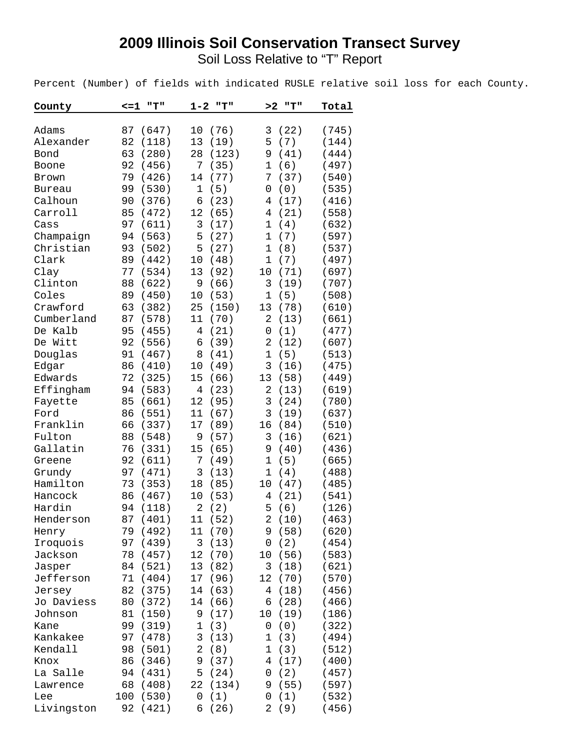# 2009 Illinois Soil Conservation Transect Survey

## Soil Loss Relative to "T" Report

Percent (Number) of fields with indicated RUSLE relative soil loss for each County.

| County | <=1 "T" | 1-2 "T" | >2 "T" | Total |
|---|---|---|---|---|
| Adams | 87 (647) | 10 (76) | 3 (22) | (745) |
| Alexander | 82 (118) | 13 (19) | 5 (7) | (144) |
| Bond | 63 (280) | 28 (123) | 9 (41) | (444) |
| Boone | 92 (456) | 7 (35) | 1 (6) | (497) |
| Brown | 79 (426) | 14 (77) | 7 (37) | (540) |
| Bureau | 99 (530) | 1 (5) | 0 (0) | (535) |
| Calhoun | 90 (376) | 6 (23) | 4 (17) | (416) |
| Carroll | 85 (472) | 12 (65) | 4 (21) | (558) |
| Cass | 97 (611) | 3 (17) | 1 (4) | (632) |
| Champaign | 94 (563) | 5 (27) | 1 (7) | (597) |
| Christian | 93 (502) | 5 (27) | 1 (8) | (537) |
| Clark | 89 (442) | 10 (48) | 1 (7) | (497) |
| Clay | 77 (534) | 13 (92) | 10 (71) | (697) |
| Clinton | 88 (622) | 9 (66) | 3 (19) | (707) |
| Coles | 89 (450) | 10 (53) | 1 (5) | (508) |
| Crawford | 63 (382) | 25 (150) | 13 (78) | (610) |
| Cumberland | 87 (578) | 11 (70) | 2 (13) | (661) |
| De Kalb | 95 (455) | 4 (21) | 0 (1) | (477) |
| De Witt | 92 (556) | 6 (39) | 2 (12) | (607) |
| Douglas | 91 (467) | 8 (41) | 1 (5) | (513) |
| Edgar | 86 (410) | 10 (49) | 3 (16) | (475) |
| Edwards | 72 (325) | 15 (66) | 13 (58) | (449) |
| Effingham | 94 (583) | 4 (23) | 2 (13) | (619) |
| Fayette | 85 (661) | 12 (95) | 3 (24) | (780) |
| Ford | 86 (551) | 11 (67) | 3 (19) | (637) |
| Franklin | 66 (337) | 17 (89) | 16 (84) | (510) |
| Fulton | 88 (548) | 9 (57) | 3 (16) | (621) |
| Gallatin | 76 (331) | 15 (65) | 9 (40) | (436) |
| Greene | 92 (611) | 7 (49) | 1 (5) | (665) |
| Grundy | 97 (471) | 3 (13) | 1 (4) | (488) |
| Hamilton | 73 (353) | 18 (85) | 10 (47) | (485) |
| Hancock | 86 (467) | 10 (53) | 4 (21) | (541) |
| Hardin | 94 (118) | 2 (2) | 5 (6) | (126) |
| Henderson | 87 (401) | 11 (52) | 2 (10) | (463) |
| Henry | 79 (492) | 11 (70) | 9 (58) | (620) |
| Iroquois | 97 (439) | 3 (13) | 0 (2) | (454) |
| Jackson | 78 (457) | 12 (70) | 10 (56) | (583) |
| Jasper | 84 (521) | 13 (82) | 3 (18) | (621) |
| Jefferson | 71 (404) | 17 (96) | 12 (70) | (570) |
| Jersey | 82 (375) | 14 (63) | 4 (18) | (456) |
| Jo Daviess | 80 (372) | 14 (66) | 6 (28) | (466) |
| Johnson | 81 (150) | 9 (17) | 10 (19) | (186) |
| Kane | 99 (319) | 1 (3) | 0 (0) | (322) |
| Kankakee | 97 (478) | 3 (13) | 1 (3) | (494) |
| Kendall | 98 (501) | 2 (8) | 1 (3) | (512) |
| Knox | 86 (346) | 9 (37) | 4 (17) | (400) |
| La Salle | 94 (431) | 5 (24) | 0 (2) | (457) |
| Lawrence | 68 (408) | 22 (134) | 9 (55) | (597) |
| Lee | 100 (530) | 0 (1) | 0 (1) | (532) |
| Livingston | 92 (421) | 6 (26) | 2 (9) | (456) |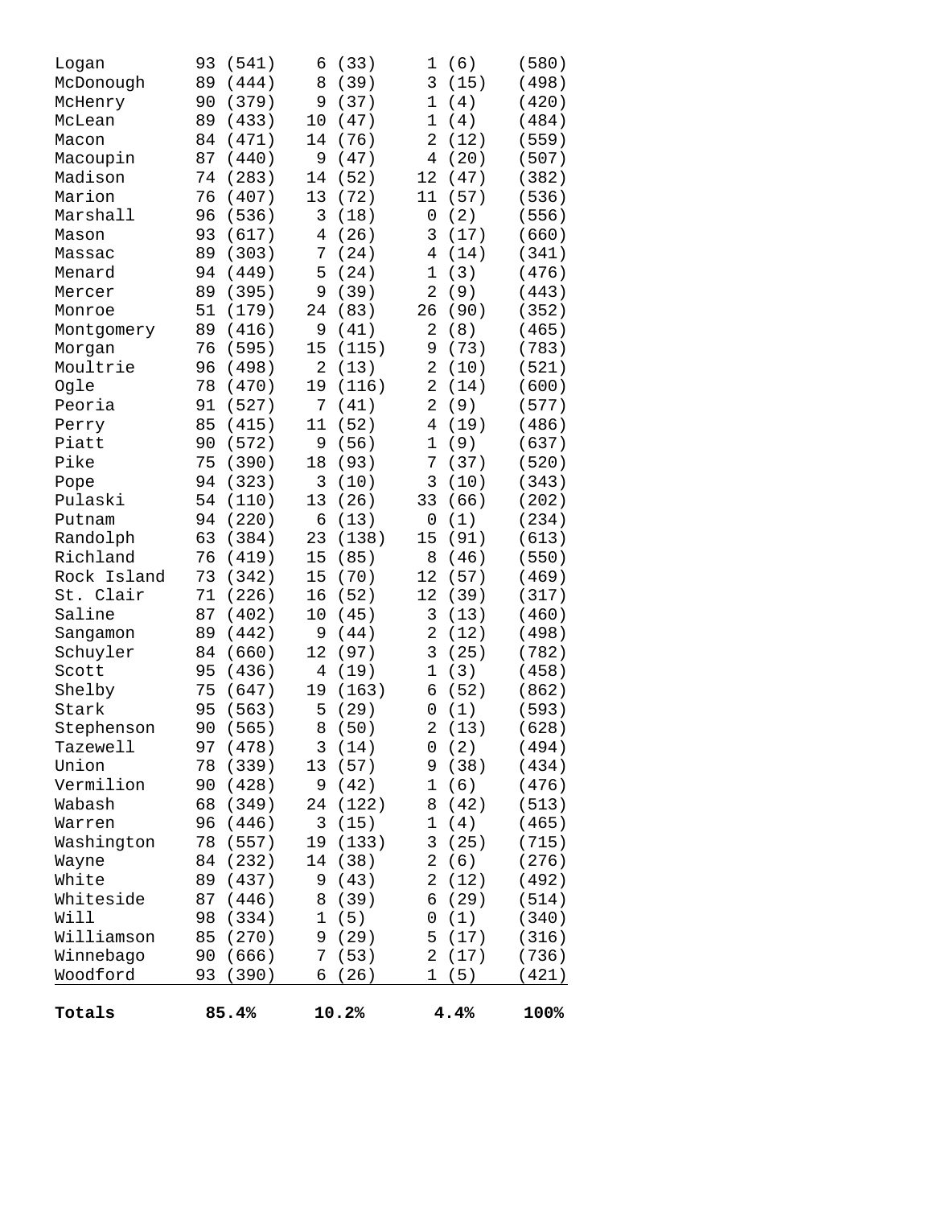| | | | | |
|---|---|---|---|---|
| Logan | 93 (541) | 6 (33) | 1 (6) | (580) |
| McDonough | 89 (444) | 8 (39) | 3 (15) | (498) |
| McHenry | 90 (379) | 9 (37) | 1 (4) | (420) |
| McLean | 89 (433) | 10 (47) | 1 (4) | (484) |
| Macon | 84 (471) | 14 (76) | 2 (12) | (559) |
| Macoupin | 87 (440) | 9 (47) | 4 (20) | (507) |
| Madison | 74 (283) | 14 (52) | 12 (47) | (382) |
| Marion | 76 (407) | 13 (72) | 11 (57) | (536) |
| Marshall | 96 (536) | 3 (18) | 0 (2) | (556) |
| Mason | 93 (617) | 4 (26) | 3 (17) | (660) |
| Massac | 89 (303) | 7 (24) | 4 (14) | (341) |
| Menard | 94 (449) | 5 (24) | 1 (3) | (476) |
| Mercer | 89 (395) | 9 (39) | 2 (9) | (443) |
| Monroe | 51 (179) | 24 (83) | 26 (90) | (352) |
| Montgomery | 89 (416) | 9 (41) | 2 (8) | (465) |
| Morgan | 76 (595) | 15 (115) | 9 (73) | (783) |
| Moultrie | 96 (498) | 2 (13) | 2 (10) | (521) |
| Ogle | 78 (470) | 19 (116) | 2 (14) | (600) |
| Peoria | 91 (527) | 7 (41) | 2 (9) | (577) |
| Perry | 85 (415) | 11 (52) | 4 (19) | (486) |
| Piatt | 90 (572) | 9 (56) | 1 (9) | (637) |
| Pike | 75 (390) | 18 (93) | 7 (37) | (520) |
| Pope | 94 (323) | 3 (10) | 3 (10) | (343) |
| Pulaski | 54 (110) | 13 (26) | 33 (66) | (202) |
| Putnam | 94 (220) | 6 (13) | 0 (1) | (234) |
| Randolph | 63 (384) | 23 (138) | 15 (91) | (613) |
| Richland | 76 (419) | 15 (85) | 8 (46) | (550) |
| Rock Island | 73 (342) | 15 (70) | 12 (57) | (469) |
| St. Clair | 71 (226) | 16 (52) | 12 (39) | (317) |
| Saline | 87 (402) | 10 (45) | 3 (13) | (460) |
| Sangamon | 89 (442) | 9 (44) | 2 (12) | (498) |
| Schuyler | 84 (660) | 12 (97) | 3 (25) | (782) |
| Scott | 95 (436) | 4 (19) | 1 (3) | (458) |
| Shelby | 75 (647) | 19 (163) | 6 (52) | (862) |
| Stark | 95 (563) | 5 (29) | 0 (1) | (593) |
| Stephenson | 90 (565) | 8 (50) | 2 (13) | (628) |
| Tazewell | 97 (478) | 3 (14) | 0 (2) | (494) |
| Union | 78 (339) | 13 (57) | 9 (38) | (434) |
| Vermilion | 90 (428) | 9 (42) | 1 (6) | (476) |
| Wabash | 68 (349) | 24 (122) | 8 (42) | (513) |
| Warren | 96 (446) | 3 (15) | 1 (4) | (465) |
| Washington | 78 (557) | 19 (133) | 3 (25) | (715) |
| Wayne | 84 (232) | 14 (38) | 2 (6) | (276) |
| White | 89 (437) | 9 (43) | 2 (12) | (492) |
| Whiteside | 87 (446) | 8 (39) | 6 (29) | (514) |
| Will | 98 (334) | 1 (5) | 0 (1) | (340) |
| Williamson | 85 (270) | 9 (29) | 5 (17) | (316) |
| Winnebago | 90 (666) | 7 (53) | 2 (17) | (736) |
| Woodford | 93 (390) | 6 (26) | 1 (5) | (421) |
| **Totals** | **85.4%** | **10.2%** | **4.4%** | **100%** |